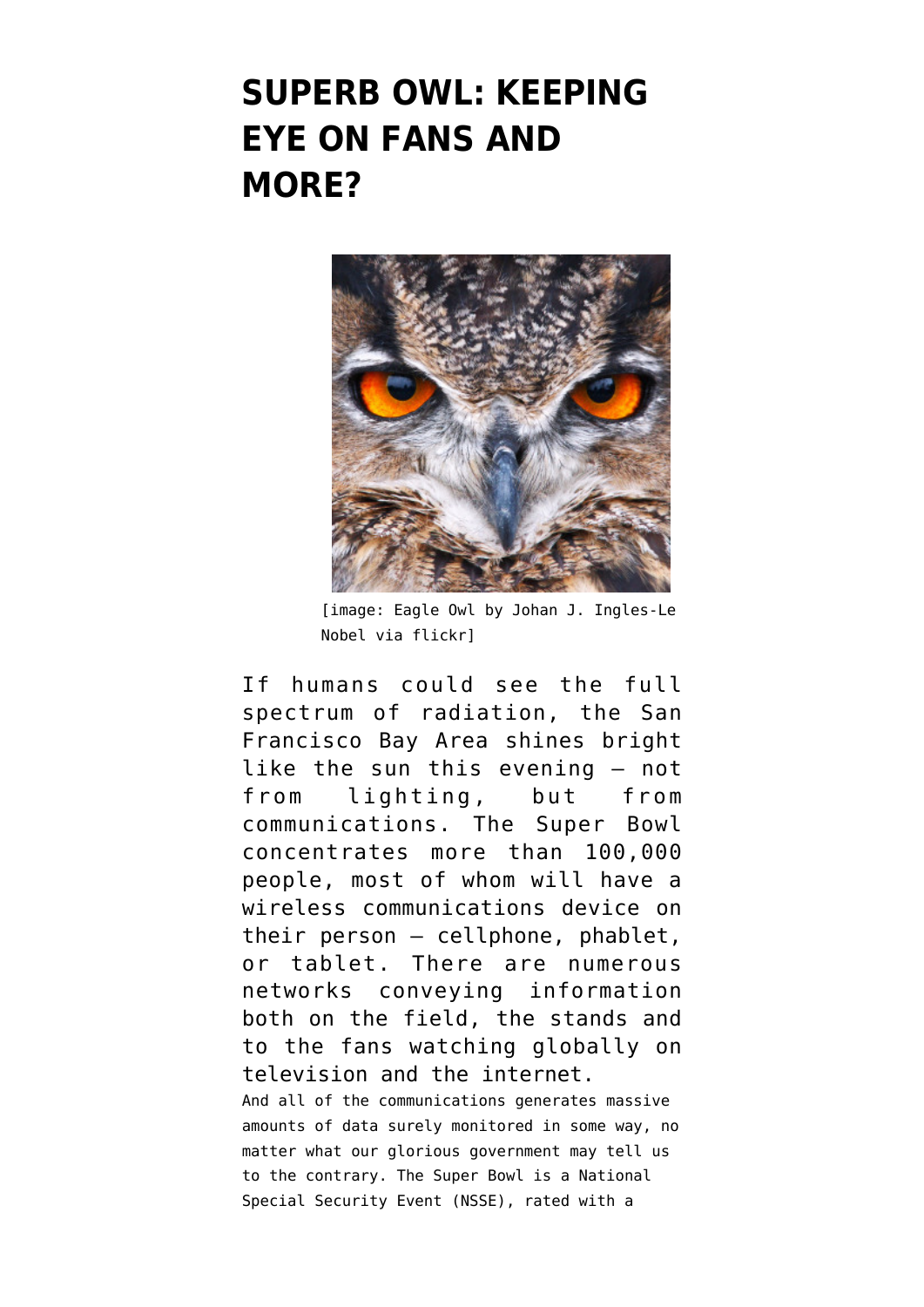# SUPERB OWL: KEEPING EYE ON FANS AND MORE?

[image: Eagle Owl by Johan J. Ingles-Le Nobel via flickr]

If humans could see the full spectrum of radiation, the San Francisco Bay Area shines bright like the sun this evening — not from lighting, but from communications. The Super Bowl concentrates more than 100,000 people, most of whom will have a wireless communications device on their person — cellphone, phablet, or tablet. There are numerous networks conveying information both on the field, the stands and to the fans watching globally on television and the internet.

And all of the communications generates massive amounts of data surely monitored in some way, no matter what our glorious government may tell us to the contrary. The Super Bowl is a National Special Security Event (NSSE), rated with a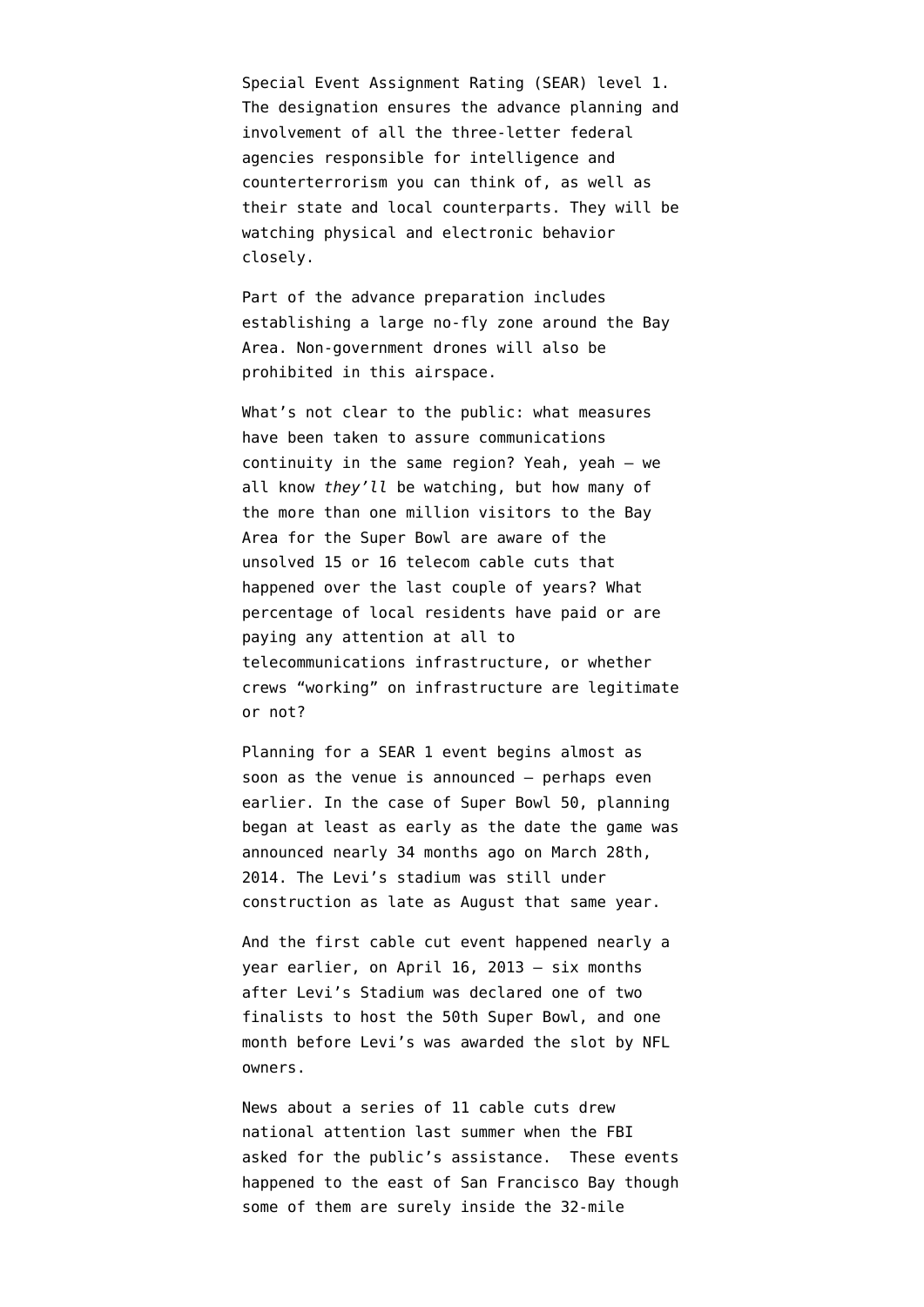Special Event Assignment Rating (SEAR) level 1. The designation ensures the advance planning and involvement of all the three-letter federal agencies responsible for intelligence and counterterrorism you can think of, as well as their state and local counterparts. They will be watching physical and electronic behavior closely.

Part of the advance preparation includes establishing a large no-fly zone around the Bay Area. Non-government drones will also be prohibited in this airspace.

What's not clear to the public: what measures have been taken to assure communications continuity in the same region? Yeah, yeah — we all know *they'll* be watching, but how many of the more than one million visitors to the Bay Area for the Super Bowl are aware of the unsolved 15 or 16 telecom cable cuts that happened over the last couple of years? What percentage of local residents have paid or are paying any attention at all to telecommunications infrastructure, or whether crews "working" on infrastructure are legitimate or not?

Planning for a SEAR 1 event begins almost as soon as the venue is announced — perhaps even earlier. In the case of Super Bowl 50, planning began at least as early as the date the game was announced nearly 34 months ago on March 28th, 2014. The Levi's stadium was still under construction as late as August that same year.

And the first cable cut event happened nearly a year earlier, on April 16, 2013 — six months after Levi's Stadium was declared one of two finalists to host the 50th Super Bowl, and one month before Levi's was awarded the slot by NFL owners.

News about a series of 11 cable cuts drew national attention last summer when the FBI asked for the public's assistance. These events happened to the east of San Francisco Bay though some of them are surely inside the 32-mile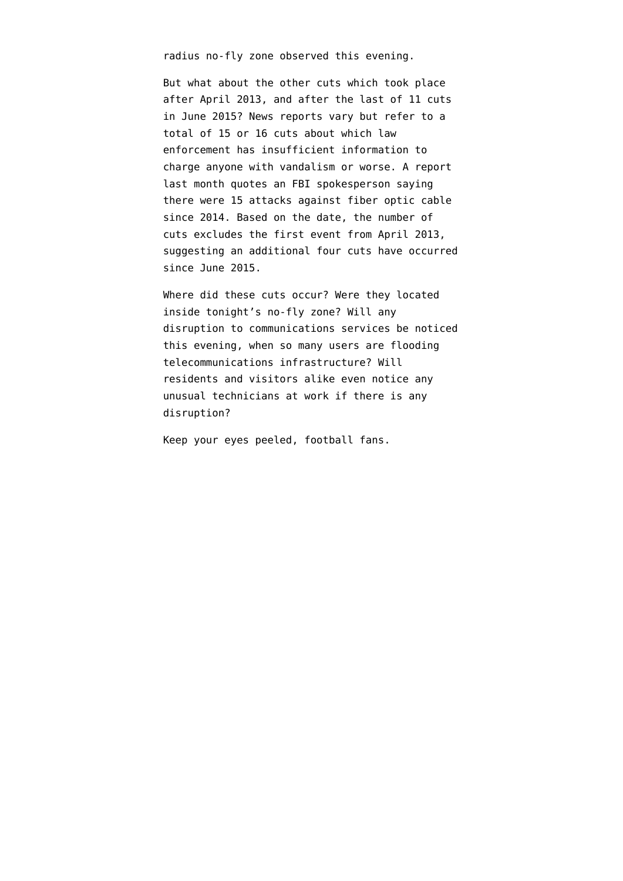radius no-fly zone observed this evening.

But what about the other cuts which took place after April 2013, and after the last of 11 cuts in June 2015? News reports vary but refer to a total of 15 or 16 cuts about which law enforcement has insufficient information to charge anyone with vandalism or worse. A report last month quotes an FBI spokesperson saying there were 15 attacks against fiber optic cable since 2014. Based on the date, the number of cuts excludes the first event from April 2013, suggesting an additional four cuts have occurred since June 2015.

Where did these cuts occur? Were they located inside tonight's no-fly zone? Will any disruption to communications services be noticed this evening, when so many users are flooding telecommunications infrastructure? Will residents and visitors alike even notice any unusual technicians at work if there is any disruption?

Keep your eyes peeled, football fans.